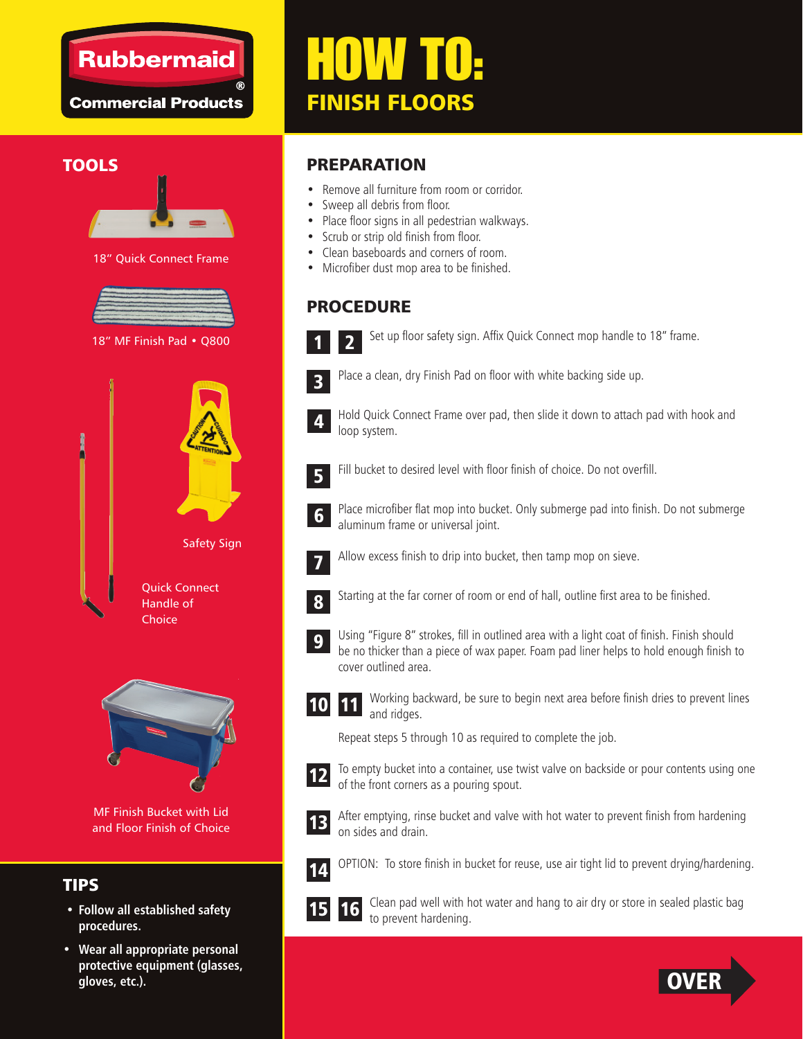Rubbermaid® Commercial Products

# HOW TO:
## FINISH FLOORS

## TOOLS

18" Quick Connect Frame

18" MF Finish Pad • Q800

Safety Sign

Quick Connect Handle of Choice

MF Finish Bucket with Lid and Floor Finish of Choice

## TIPS

- **Follow all established safety procedures.**
- **Wear all appropriate personal protective equipment (glasses, gloves, etc.).**

## PREPARATION

- Remove all furniture from room or corridor.
- Sweep all debris from floor.
- Place floor signs in all pedestrian walkways.
- Scrub or strip old finish from floor.
- Clean baseboards and corners of room.
- Microfiber dust mop area to be finished.

## PROCEDURE

**1 2** Set up floor safety sign. Affix Quick Connect mop handle to 18" frame.

**3** Place a clean, dry Finish Pad on floor with white backing side up.

**4** Hold Quick Connect Frame over pad, then slide it down to attach pad with hook and loop system.

**5** Fill bucket to desired level with floor finish of choice. Do not overfill.

**6** Place microfiber flat mop into bucket. Only submerge pad into finish. Do not submerge aluminum frame or universal joint.

**7** Allow excess finish to drip into bucket, then tamp mop on sieve.

**8** Starting at the far corner of room or end of hall, outline first area to be finished.

**9** Using "Figure 8" strokes, fill in outlined area with a light coat of finish. Finish should be no thicker than a piece of wax paper. Foam pad liner helps to hold enough finish to cover outlined area.

**10 11** Working backward, be sure to begin next area before finish dries to prevent lines and ridges.

Repeat steps 5 through 10 as required to complete the job.

**12** To empty bucket into a container, use twist valve on backside or pour contents using one of the front corners as a pouring spout.

**13** After emptying, rinse bucket and valve with hot water to prevent finish from hardening on sides and drain.

**14** OPTION: To store finish in bucket for reuse, use air tight lid to prevent drying/hardening.

**15 16** Clean pad well with hot water and hang to air dry or store in sealed plastic bag to prevent hardening.

OVER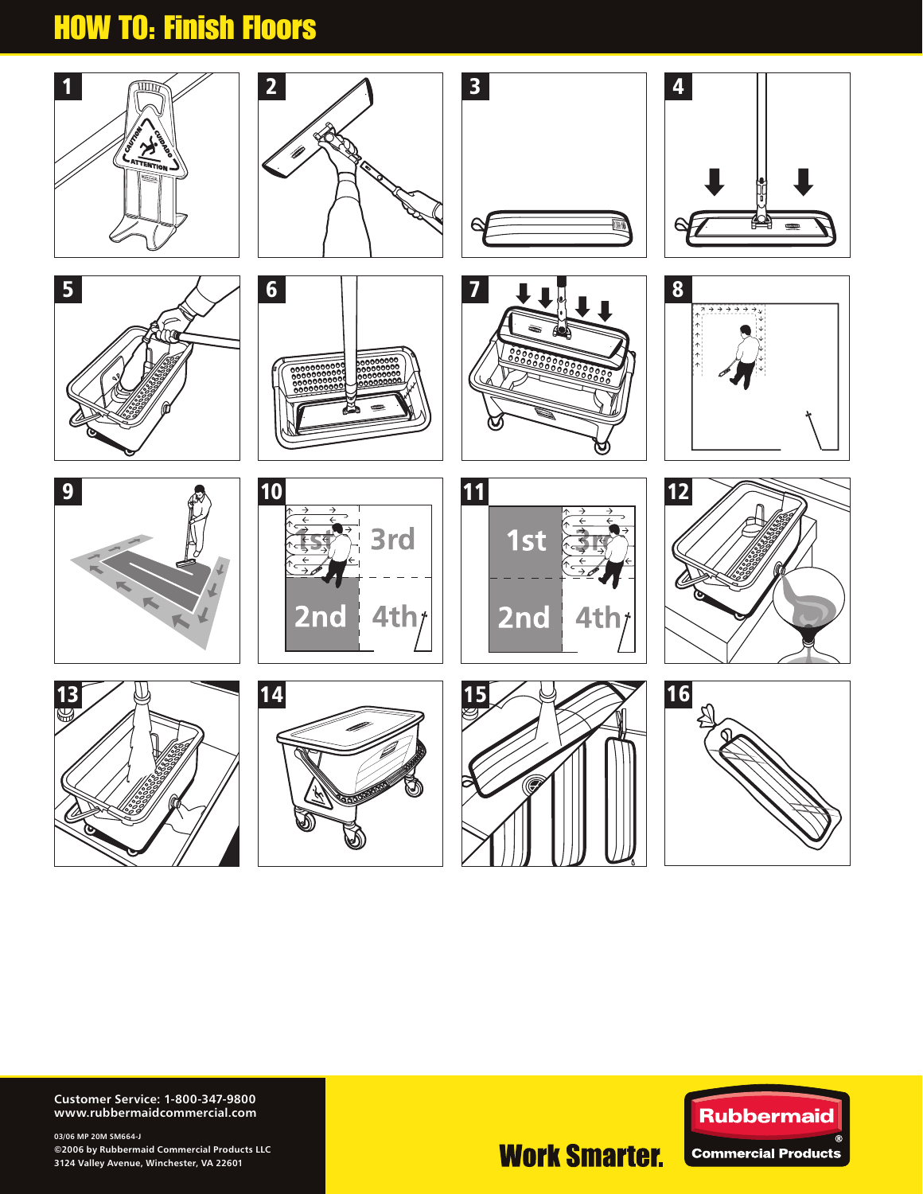# HOW TO: Finish Floors

1

2

3

4

5

6

7

8

9

10

1st 3rd

2nd 4th

11

1st 3rd

2nd 4th

12

13

14

15

16

Customer Service: 1-800-347-9800
www.rubbermaidcommercial.com

03/06 MP 20M SM664-J
©2006 by Rubbermaid Commercial Products LLC
3124 Valley Avenue, Winchester, VA 22601

Work Smarter.

Rubbermaid® Commercial Products